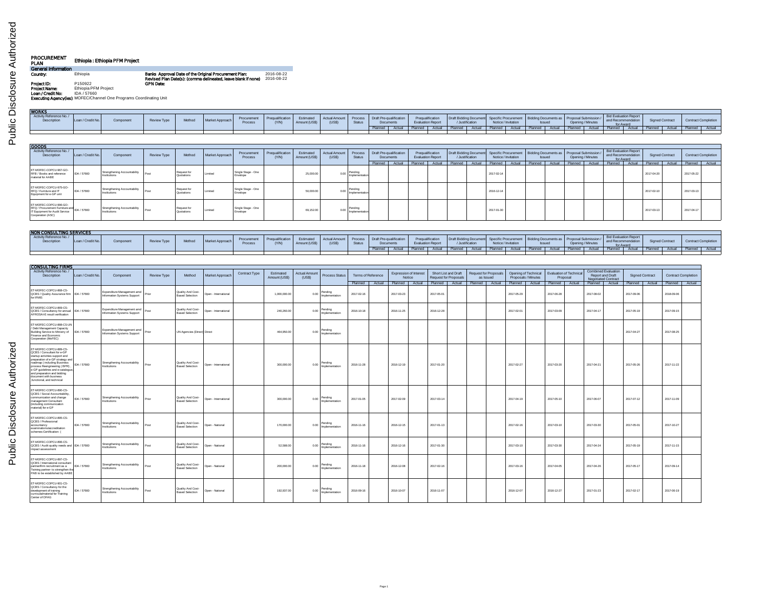# PROCUREMENT PLAN

**Ethiopia : Ethiopia PFM Project**

## General Information

**Country:** Ethiopia

**Banks Approval Date of the Original Procurement Plan:** 2016-08-22

**Revised Plan Date(s): (comma delineated, leave blank if none)** 2016-08-22

**Project ID:** P150922

**GPN Date:**

**Project Name:** Ethiopia PFM Project

**Loan / Credit No:** IDA / 57660

**Executing Agency(ies):** MOFEC/Channel One Programs Coordinating Unit

## WORKS

| Activity Reference No. / Description | Loan / Credit No. | Component | Review Type | Method | Market Approach | Procurement Process | Prequalification (Y/N) | Estimated Amount (US$) | Actual Amount (US$) | Process Status | Draft Pre-qualification Documents | | Prequalification Evaluation Report | | Draft Bidding Document / Justification | | Specific Procurement Notice / Invitation | | Bidding Documents as Issued | | Proposal Submission / Opening / Minutes | | Bid Evaluation Report and Recommendation for Award | | Signed Contract | | Contract Completion | |
|---|---|---|---|---|---|---|---|---|---|---|---|---|---|---|---|---|---|---|---|---|---|---|---|---|---|---|---|---|
| | | | | | | | | | | | Planned | Actual | Planned | Actual | Planned | Actual | Planned | Actual | Planned | Actual | Planned | Actual | Planned | Actual | Planned | Actual | Planned | Actual |

## GOODS

| Activity Reference No. / Description | Loan / Credit No. | Component | Review Type | Method | Market Approach | Procurement Process | Prequalification (Y/N) | Estimated Amount (US$) | Actual Amount (US$) | Process Status | Draft Pre-qualification Documents | | Prequalification Evaluation Report | | Draft Bidding Document / Justification | | Specific Procurement Notice / Invitation | | Bidding Documents as Issued | | Proposal Submission / Opening / Minutes | | Bid Evaluation Report and Recommendation for Award | | Signed Contract | | Contract Completion | |
|---|---|---|---|---|---|---|---|---|---|---|---|---|---|---|---|---|---|---|---|---|---|---|---|---|---|---|---|---|
| | | | | | | | | | | | Planned | Actual | Planned | Actual | Planned | Actual | Planned | Actual | Planned | Actual | Planned | Actual | Planned | Actual | Planned | Actual | Planned | Actual |
| ET-MOFEC-COPCU-967-GO-RFB / Books and reference material for AABE | IDA / 57660 | Strengthening Accountability Institutions | Post | Request for Quotations | Limited | Single Stage - One Envelope | | 25,000.00 | 0.00 | Pending Implementation | | | | | | | 2017-02-14 | | | | | | | | 2017-04-20 | | 2017-05-22 | |
| ET-MOFEC-COPCU-975-GO-RFQ / Furniture and IT Equipment for e-GP unit | IDA / 57660 | Strengthening Accountability Institutions | Post | Request for Quotations | Limited | Single Stage - One Envelope | | 50,000.00 | 0.00 | Pending Implementation | | | | | | | 2016-12-14 | | | | | | | | 2017-02-10 | | 2017-03-13 | |
| ET-MOFEC-COPCU-986-GO-RFQ / Procurement Furniture and IT Equipment for Audit Service Cooperation (ASC) | IDA / 57660 | Strengthening Accountability Institutions | Post | Request for Quotations | Limited | Single Stage - One Envelope | | 69,152.00 | 0.00 | Pending Implementation | | | | | | | 2017-01-30 | | | | | | | | 2017-03-13 | | 2017-04-17 | |

## NON CONSULTING SERVICES

| Activity Reference No. / Description | Loan / Credit No. | Component | Review Type | Method | Market Approach | Procurement Process | Prequalification (Y/N) | Estimated Amount (US$) | Actual Amount (US$) | Process Status | Draft Pre-qualification Documents | | Prequalification Evaluation Report | | Draft Bidding Document / Justification | | Specific Procurement Notice / Invitation | | Bidding Documents as Issued | | Proposal Submission / Opening / Minutes | | Bid Evaluation Report and Recommendation for Award | | Signed Contract | | Contract Completion | |
|---|---|---|---|---|---|---|---|---|---|---|---|---|---|---|---|---|---|---|---|---|---|---|---|---|---|---|---|---|
| | | | | | | | | | | | Planned | Actual | Planned | Actual | Planned | Actual | Planned | Actual | Planned | Actual | Planned | Actual | Planned | Actual | Planned | Actual | Planned | Actual |

## CONSULTING FIRMS

| Activity Reference No. / Description | Loan / Credit No. | Component | Review Type | Method | Market Approach | Contract Type | Estimated Amount (US$) | Actual Amount (US$) | Process Status | Terms of Reference | | Expression of Interest Notice | | Short List and Draft Request for Proposals | | Request for Proposals as Issued | | Opening of Technical Proposals / Minutes | | Evaluation of Technical Proposal | | Combined Evaluation Report and Draft Negotiated Contract | | Signed Contract | | Contract Completion | |
|---|---|---|---|---|---|---|---|---|---|---|---|---|---|---|---|---|---|---|---|---|---|---|---|---|---|---|---|
| | | | | | | | | | | Planned | Actual | Planned | Actual | Planned | Actual | Planned | Actual | Planned | Actual | Planned | Actual | Planned | Actual | Planned | Actual | Planned | Actual |
| ET-MOFEC-COPCU-868-CS-QCBS / Quality Assurance firm for IFMIS | IDA / 57660 | Expenditure Management amd Information Systems Support | Prior | Quality And Cost-Based Selection | Open - International | | 1,000,000.00 | 0.00 | Pending Implementation | 2017-02-16 | | 2017-03-23 | | 2017-05-01 | | | | 2017-05-29 | | 2017-06-28 | | 2017-08-02 | | 2017-09-06 | | 2018-09-06 | |
| ET-MOFEC-COPCU-869-CS-QCBS / Consultancy for annual AFROSAI-E result verification | IDA / 57660 | Expenditure Management amd Information Systems Support | Post | Quality And Cost-Based Selection | Open - International | | 240,260.00 | 0.00 | Pending Implementation | 2016-10-18 | | 2016-11-25 | | 2016-12-28 | | | | 2017-02-01 | | 2017-03-09 | | 2017-04-17 | | 2017-05-19 | | 2017-09-15 | |
| ET-MOFEC-COPCU-888-CS-UN / Debt Management Capacity Building Service to Ministry of Finance and Economic Cooperation (MoFEC) | IDA / 57660 | Expenditure Management amd Information Systems Support | Prior | UN Agencies (Direct) | Direct | | 464,950.00 | 0.00 | Pending Implementation | | | | | | | | | | | | | | | 2017-04-27 | | 2017-08-25 | |
| ET-MOFEC-COPCU-889-CS-QCBS / Consultant for e-GP startup activities support and preparation of e-GP strategy and roadmap ( including Business process Reengineering ( BPR) , e-GP guidelines and e-catalogue, and preparation and bidding document with business ,functional, and technical | IDA / 57660 | Strengthening Accountability Institutions | Prior | Quality And Cost-Based Selection | Open - International | | 300,000.00 | 0.00 | Pending Implementation | 2016-11-28 | | 2016-12-19 | | 2017-01-20 | | | | 2017-02-27 | | 2017-03-20 | | 2017-04-21 | | 2017-05-26 | | 2017-11-22 | |
| ET-MOFEC-COPCU-890-CS-QCBS / Social Accountability, communication and change management Consultant (including communication material) for e-GP | IDA / 57660 | Strengthening Accountability Institutions | Prior | Quality And Cost-Based Selection | Open - International | | 300,000.00 | 0.00 | Pending Implementation | 2017-01-05 | | 2017-02-09 | | 2017-03-14 | | | | 2017-04-19 | | 2017-05-10 | | 2017-06-07 | | 2017-07-12 | | 2017-11-09 | |
| ET-MOFEC-COPCU-895-CS-QCBS / Professional accountancy examinations/accreditation schemes-Certification: ( | IDA / 57660 | Strengthening Accountability Institutions | Post | Quality And Cost-Based Selection | Open - National | | 170,000.00 | 0.00 | Pending Implementation | 2016-11-16 | | 2016-12-15 | | 2017-01-13 | | | | 2017-02-16 | | 2017-03-10 | | 2017-03-30 | | 2017-05-01 | | 2017-10-27 | |
| ET-MOFEC-COPCU-896-CS-QCBS / Audit quality needs and impact assessment | IDA / 57660 | Strengthening Accountability Institutions | Post | Quality And Cost-Based Selection | Open - National | | 52,588.00 | 0.00 | Pending Implementation | 2016-11-16 | | 2016-12-16 | | 2017-01-30 | | | | 2017-03-10 | | 2017-03-30 | | 2017-04-24 | | 2017-05-19 | | 2017-11-15 | |
| ET-MOFEC-COPCU-897-CS-QCBS / International consultant/ partner/firm recruitment as a Twining partner- to strengthen the PAB to be established by AABE | IDA / 57660 | Strengthening Accountability Institutions | Post | Quality And Cost-Based Selection | Open - National | | 200,000.00 | 0.00 | Pending Implementation | 2016-11-18 | | 2016-12-08 | | 2017-02-16 | | | | 2017-03-16 | | 2017-04-05 | | 2017-04-26 | | 2017-05-17 | | 2017-09-14 | |
| ET-MOFEC-COPCU-901-CS-QCBS / Consultancy for the development of training curricula/material for Training Center of OFAG | IDA / 57660 | Strengthening Accountability Institutions | Post | Quality And Cost-Based Selection | Open - National | | 192,037.00 | 0.00 | Pending Implementation | 2016-09-16 | | 2016-10-07 | | 2016-11-07 | | | | 2016-12-07 | | 2016-12-27 | | 2017-01-23 | | 2017-02-17 | | 2017-06-19 | |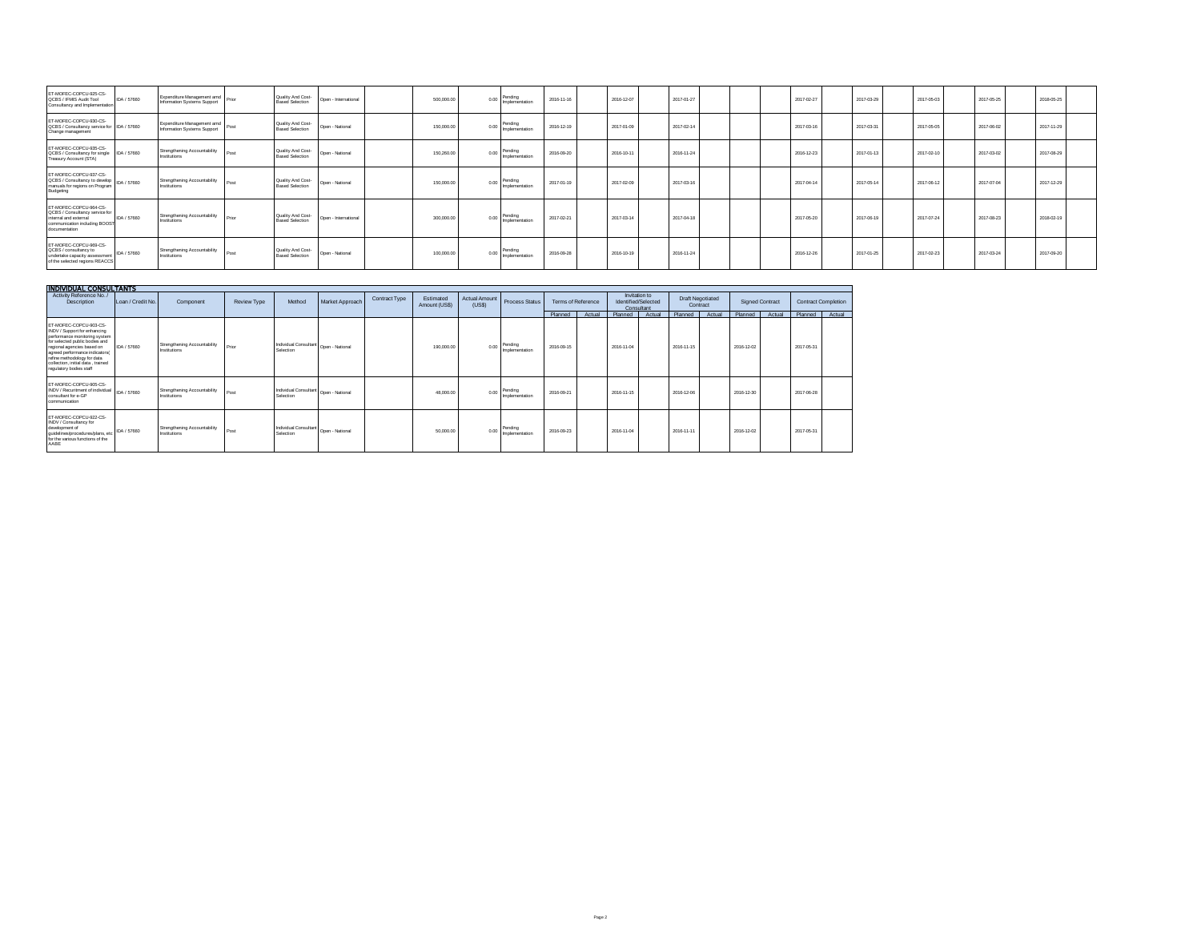| | | | | | | | | | | | | | | | | | | | | | | | | | | | |
|---|---|---|---|---|---|---|---|---|---|---|---|---|---|---|---|---|---|---|---|---|---|---|---|---|---|---|---|
| ET-MOFEC-COPCU-925-CS-QCBS / IFMIS Audit Tool Consultancy and Implementation | IDA / 57660 | Expenditure Management amd Information Systems Support | Prior | Quality And Cost-Based Selection | Open - International | | 500,000.00 | 0.00 | Pending Implementation | 2016-11-16 | | 2016-12-07 | | 2017-01-27 | | | | 2017-02-27 | | 2017-03-29 | | 2017-05-03 | | 2017-05-25 | | 2018-05-25 | |
| ET-MOFEC-COPCU-930-CS-QCBS / Consultancy service for Change management | IDA / 57660 | Expenditure Management amd Information Systems Support | Post | Quality And Cost-Based Selection | Open - National | | 150,000.00 | 0.00 | Pending Implementation | 2016-12-19 | | 2017-01-09 | | 2017-02-14 | | | | 2017-03-16 | | 2017-03-31 | | 2017-05-05 | | 2017-06-02 | | 2017-11-29 | |
| ET-MOFEC-COPCU-935-CS-QCBS / Consultancy for single Treasury Account (STA) | IDA / 57660 | Strengthening Accountability Institutions | Post | Quality And Cost-Based Selection | Open - National | | 150,260.00 | 0.00 | Pending Implementation | 2016-09-20 | | 2016-10-11 | | 2016-11-24 | | | | 2016-12-23 | | 2017-01-13 | | 2017-02-10 | | 2017-03-02 | | 2017-08-29 | |
| ET-MOFEC-COPCU-937-CS-QCBS / Consultancy to develop manuals for regions on Program Budgeting | IDA / 57660 | Strengthening Accountability Institutions | Post | Quality And Cost-Based Selection | Open - National | | 150,000.00 | 0.00 | Pending Implementation | 2017-01-19 | | 2017-02-09 | | 2017-03-16 | | | | 2017-04-14 | | 2017-05-14 | | 2017-06-12 | | 2017-07-04 | | 2017-12-29 | |
| ET-MOFEC-COPCU-964-CS-QCBS / Consultancy service for internal and external communication including BOOST documentation | IDA / 57660 | Strengthening Accountability Institutions | Prior | Quality And Cost-Based Selection | Open - International | | 300,000.00 | 0.00 | Pending Implementation | 2017-02-21 | | 2017-03-14 | | 2017-04-18 | | | | 2017-05-20 | | 2017-06-19 | | 2017-07-24 | | 2017-08-23 | | 2018-02-19 | |
| ET-MOFEC-COPCU-969-CS-QCBS / consultancy to undertake capacity assessment of the selected regions REACCS | IDA / 57660 | Strengthening Accountability Institutions | Post | Quality And Cost-Based Selection | Open - National | | 100,000.00 | 0.00 | Pending Implementation | 2016-09-28 | | 2016-10-19 | | 2016-11-24 | | | | 2016-12-26 | | 2017-01-25 | | 2017-02-23 | | 2017-03-24 | | 2017-09-20 | |

## INDIVIDUAL CONSULTANTS

| Activity Reference No. / Description | Loan / Credit No. | Component | Review Type | Method | Market Approach | Contract Type | Estimated Amount (US$) | Actual Amount (US$) | Process Status | Terms of Reference | | Invitation to Identified/Selected Consultant | | Draft Negotiated Contract | | Signed Contract | | Contract Completion | |
|---|---|---|---|---|---|---|---|---|---|---|---|---|---|---|---|---|---|---|---|
| | | | | | | | | | | Planned | Actual | Planned | Actual | Planned | Actual | Planned | Actual | Planned | Actual |
| ET-MOFEC-COPCU-903-CS-INDV / Support for enhancing performance monitoring system for selected public bodies and regional agencies based on agreed performance indicators( refine methodology for data collection, initial data , trained regulatory bodies staff | IDA / 57660 | Strengthening Accountability Institutions | Prior | Individual Consultant Selection | Open - National | | 190,000.00 | 0.00 | Pending Implementation | 2016-09-15 | | 2016-11-04 | | 2016-11-15 | | 2016-12-02 | | 2017-05-31 | |
| ET-MOFEC-COPCU-905-CS-INDV / Recuritment of individual consultant for e-GP communication | IDA / 57660 | Strengthening Accountability Institutions | Post | Individual Consultant Selection | Open - National | | 48,000.00 | 0.00 | Pending Implementation | 2016-09-21 | | 2016-11-15 | | 2016-12-06 | | 2016-12-30 | | 2017-06-28 | |
| ET-MOFEC-COPCU-922-CS-INDV / Consultancy for development of guidelines/procedures/plans, etc for the various functions of the AABE | IDA / 57660 | Strengthening Accountability Institutions | Post | Individual Consultant Selection | Open - National | | 50,000.00 | 0.00 | Pending Implementation | 2016-09-23 | | 2016-11-04 | | 2016-11-11 | | 2016-12-02 | | 2017-05-31 | |